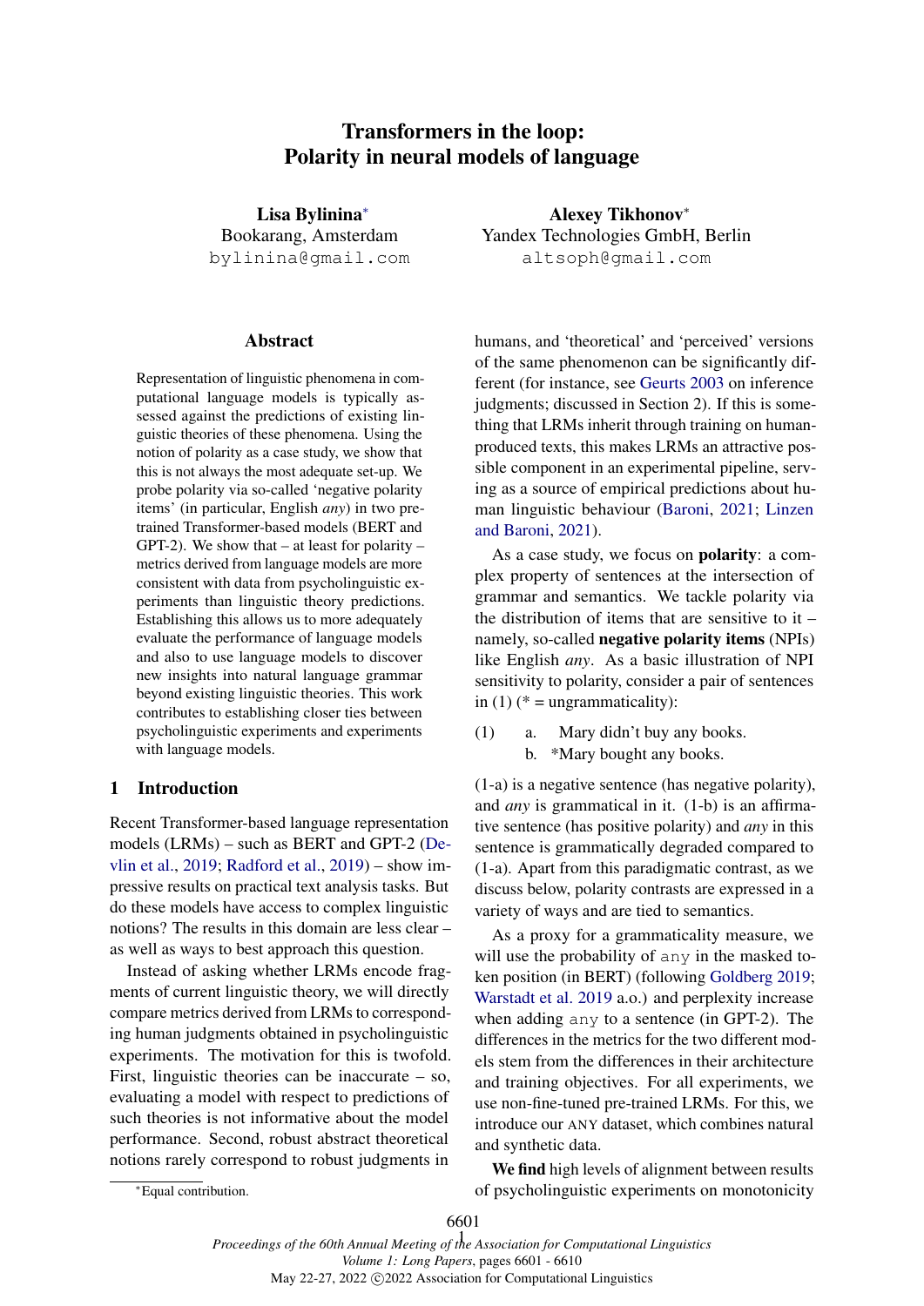# Transformers in the loop: Polarity in neural models of language

**Lisa Bylinina***
Bookarang, Amsterdam
bylinina@gmail.com

**Alexey Tikhonov***
Yandex Technologies GmbH, Berlin
altsoph@gmail.com

## Abstract

Representation of linguistic phenomena in computational language models is typically assessed against the predictions of existing linguistic theories of these phenomena. Using the notion of polarity as a case study, we show that this is not always the most adequate set-up. We probe polarity via so-called 'negative polarity items' (in particular, English *any*) in two pre-trained Transformer-based models (BERT and GPT-2). We show that – at least for polarity – metrics derived from language models are more consistent with data from psycholinguistic experiments than linguistic theory predictions. Establishing this allows us to more adequately evaluate the performance of language models and also to use language models to discover new insights into natural language grammar beyond existing linguistic theories. This work contributes to establishing closer ties between psycholinguistic experiments and experiments with language models.

## 1 Introduction

Recent Transformer-based language representation models (LRMs) – such as BERT and GPT-2 (Devlin et al., 2019; Radford et al., 2019) – show impressive results on practical text analysis tasks. But do these models have access to complex linguistic notions? The results in this domain are less clear – as well as ways to best approach this question.

Instead of asking whether LRMs encode fragments of current linguistic theory, we will directly compare metrics derived from LRMs to corresponding human judgments obtained in psycholinguistic experiments. The motivation for this is twofold. First, linguistic theories can be inaccurate – so, evaluating a model with respect to predictions of such theories is not informative about the model performance. Second, robust abstract theoretical notions rarely correspond to robust judgments in humans, and 'theoretical' and 'perceived' versions of the same phenomenon can be significantly different (for instance, see Geurts 2003 on inference judgments; discussed in Section 2). If this is something that LRMs inherit through training on human-produced texts, this makes LRMs an attractive possible component in an experimental pipeline, serving as a source of empirical predictions about human linguistic behaviour (Baroni, 2021; Linzen and Baroni, 2021).

As a case study, we focus on **polarity**: a complex property of sentences at the intersection of grammar and semantics. We tackle polarity via the distribution of items that are sensitive to it – namely, so-called **negative polarity items** (NPIs) like English *any*. As a basic illustration of NPI sensitivity to polarity, consider a pair of sentences in (1) (* = ungrammaticality):

(1) a. Mary didn't buy any books.
b. *Mary bought any books.

(1-a) is a negative sentence (has negative polarity), and *any* is grammatical in it. (1-b) is an affirmative sentence (has positive polarity) and *any* in this sentence is grammatically degraded compared to (1-a). Apart from this paradigmatic contrast, as we discuss below, polarity contrasts are expressed in a variety of ways and are tied to semantics.

As a proxy for a grammaticality measure, we will use the probability of `any` in the masked token position (in BERT) (following Goldberg 2019; Warstadt et al. 2019 a.o.) and perplexity increase when adding `any` to a sentence (in GPT-2). The differences in the metrics for the two different models stem from the differences in their architecture and training objectives. For all experiments, we use non-fine-tuned pre-trained LRMs. For this, we introduce our ANY dataset, which combines natural and synthetic data.

**We find** high levels of alignment between results of psycholinguistic experiments on monotonicity

*Equal contribution.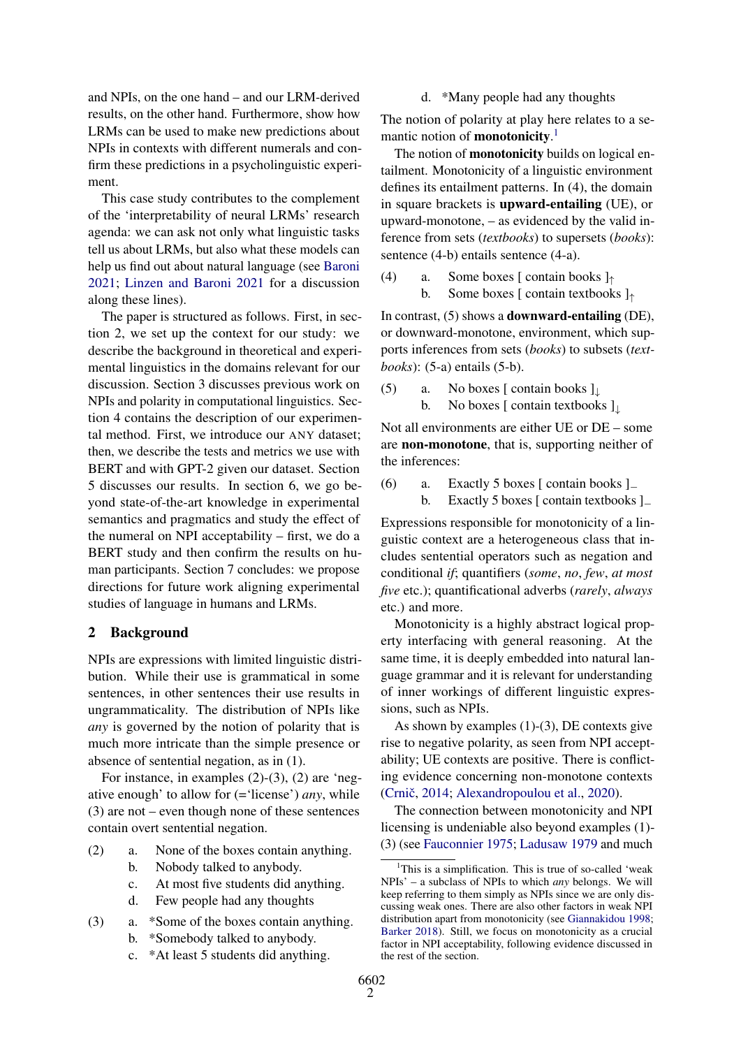and NPIs, on the one hand – and our LRM-derived results, on the other hand. Furthermore, show how LRMs can be used to make new predictions about NPIs in contexts with different numerals and confirm these predictions in a psycholinguistic experiment.

This case study contributes to the complement of the 'interpretability of neural LRMs' research agenda: we can ask not only what linguistic tasks tell us about LRMs, but also what these models can help us find out about natural language (see Baroni 2021; Linzen and Baroni 2021 for a discussion along these lines).

The paper is structured as follows. First, in section 2, we set up the context for our study: we describe the background in theoretical and experimental linguistics in the domains relevant for our discussion. Section 3 discusses previous work on NPIs and polarity in computational linguistics. Section 4 contains the description of our experimental method. First, we introduce our ANY dataset; then, we describe the tests and metrics we use with BERT and with GPT-2 given our dataset. Section 5 discusses our results. In section 6, we go beyond state-of-the-art knowledge in experimental semantics and pragmatics and study the effect of the numeral on NPI acceptability – first, we do a BERT study and then confirm the results on human participants. Section 7 concludes: we propose directions for future work aligning experimental studies of language in humans and LRMs.

## 2 Background

NPIs are expressions with limited linguistic distribution. While their use is grammatical in some sentences, in other sentences their use results in ungrammaticality. The distribution of NPIs like *any* is governed by the notion of polarity that is much more intricate than the simple presence or absence of sentential negation, as in (1).

For instance, in examples (2)-(3), (2) are 'negative enough' to allow for (='license') *any*, while (3) are not – even though none of these sentences contain overt sentential negation.

(2) a. None of the boxes contain anything.
    b. Nobody talked to anybody.
    c. At most five students did anything.
    d. Few people had any thoughts

(3) a. *Some of the boxes contain anything.
    b. *Somebody talked to anybody.
    c. *At least 5 students did anything.
    d. *Many people had any thoughts

The notion of polarity at play here relates to a semantic notion of **monotonicity**.[1]

The notion of **monotonicity** builds on logical entailment. Monotonicity of a linguistic environment defines its entailment patterns. In (4), the domain in square brackets is **upward-entailing** (UE), or upward-monotone, – as evidenced by the valid inference from sets (*textbooks*) to supersets (*books*): sentence (4-b) entails sentence (4-a).

(4) a. Some boxes [ contain books $]_{\uparrow}$
    b. Some boxes [ contain textbooks $]_{\uparrow}$

In contrast, (5) shows a **downward-entailing** (DE), or downward-monotone, environment, which supports inferences from sets (*books*) to subsets (*textbooks*): (5-a) entails (5-b).

(5) a. No boxes [ contain books $]_{\downarrow}$
    b. No boxes [ contain textbooks $]_{\downarrow}$

Not all environments are either UE or DE – some are **non-monotone**, that is, supporting neither of the inferences:

(6) a. Exactly 5 boxes [ contain books $]_{-}$
    b. Exactly 5 boxes [ contain textbooks $]_{-}$

Expressions responsible for monotonicity of a linguistic context are a heterogeneous class that includes sentential operators such as negation and conditional *if*; quantifiers (*some*, *no*, *few*, *at most five* etc.); quantificational adverbs (*rarely*, *always* etc.) and more.

Monotonicity is a highly abstract logical property interfacing with general reasoning. At the same time, it is deeply embedded into natural language grammar and it is relevant for understanding of inner workings of different linguistic expressions, such as NPIs.

As shown by examples (1)-(3), DE contexts give rise to negative polarity, as seen from NPI acceptability; UE contexts are positive. There is conflicting evidence concerning non-monotone contexts (Crnič, 2014; Alexandropoulou et al., 2020).

The connection between monotonicity and NPI licensing is undeniable also beyond examples (1)-(3) (see Fauconnier 1975; Ladusaw 1979 and much

[1] This is a simplification. This is true of so-called 'weak NPIs' – a subclass of NPIs to which *any* belongs. We will keep referring to them simply as NPIs since we are only discussing weak ones. There are also other factors in weak NPI distribution apart from monotonicity (see Giannakidou 1998; Barker 2018). Still, we focus on monotonicity as a crucial factor in NPI acceptability, following evidence discussed in the rest of the section.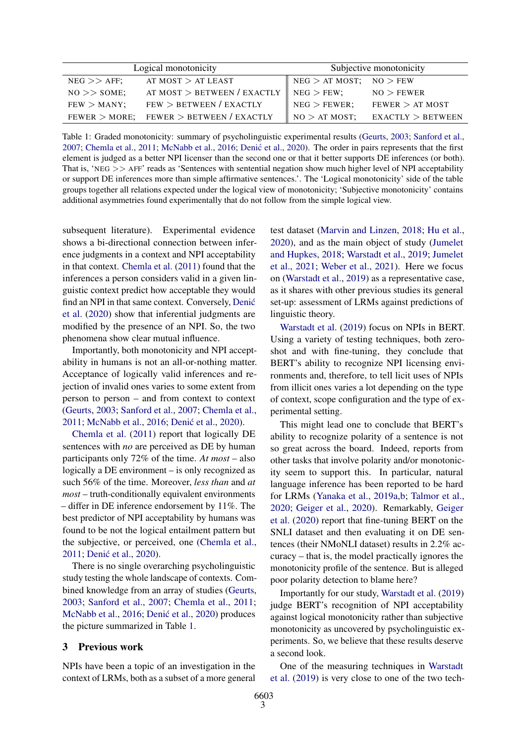| Logical monotonicity | | Subjective monotonicity | |
|---|---|---|---|
| NEG >> AFF; | AT MOST > AT LEAST | NEG > AT MOST; | NO > FEW |
| NO >> SOME; | AT MOST > BETWEEN / EXACTLY | NEG > FEW; | NO > FEWER |
| FEW > MANY; | FEW > BETWEEN / EXACTLY | NEG > FEWER; | FEWER > AT MOST |
| FEWER > MORE; | FEWER > BETWEEN / EXACTLY | NO > AT MOST; | EXACTLY > BETWEEN |

Table 1: Graded monotonicity: summary of psycholinguistic experimental results (Geurts, 2003; Sanford et al., 2007; Chemla et al., 2011; McNabb et al., 2016; Denić et al., 2020). The order in pairs represents that the first element is judged as a better NPI licenser than the second one or that it better supports DE inferences (or both). That is, 'NEG >> AFF' reads as 'Sentences with sentential negation show much higher level of NPI acceptability or support DE inferences more than simple affirmative sentences.'. The 'Logical monotonicity' side of the table groups together all relations expected under the logical view of monotonicity; 'Subjective monotonicity' contains additional asymmetries found experimentally that do not follow from the simple logical view.

subsequent literature). Experimental evidence shows a bi-directional connection between inference judgments in a context and NPI acceptability in that context. Chemla et al. (2011) found that the inferences a person considers valid in a given linguistic context predict how acceptable they would find an NPI in that same context. Conversely, Denić et al. (2020) show that inferential judgments are modified by the presence of an NPI. So, the two phenomena show clear mutual influence.

Importantly, both monotonicity and NPI acceptability in humans is not an all-or-nothing matter. Acceptance of logically valid inferences and rejection of invalid ones varies to some extent from person to person – and from context to context (Geurts, 2003; Sanford et al., 2007; Chemla et al., 2011; McNabb et al., 2016; Denić et al., 2020).

Chemla et al. (2011) report that logically DE sentences with *no* are perceived as DE by human participants only 72% of the time. *At most* – also logically a DE environment – is only recognized as such 56% of the time. Moreover, *less than* and *at most* – truth-conditionally equivalent environments – differ in DE inference endorsement by 11%. The best predictor of NPI acceptability by humans was found to be not the logical entailment pattern but the subjective, or perceived, one (Chemla et al., 2011; Denić et al., 2020).

There is no single overarching psycholinguistic study testing the whole landscape of contexts. Combined knowledge from an array of studies (Geurts, 2003; Sanford et al., 2007; Chemla et al., 2011; McNabb et al., 2016; Denić et al., 2020) produces the picture summarized in Table 1.

## 3 Previous work

NPIs have been a topic of an investigation in the context of LRMs, both as a subset of a more general test dataset (Marvin and Linzen, 2018; Hu et al., 2020), and as the main object of study (Jumelet and Hupkes, 2018; Warstadt et al., 2019; Jumelet et al., 2021; Weber et al., 2021). Here we focus on (Warstadt et al., 2019) as a representative case, as it shares with other previous studies its general set-up: assessment of LRMs against predictions of linguistic theory.

Warstadt et al. (2019) focus on NPIs in BERT. Using a variety of testing techniques, both zero-shot and with fine-tuning, they conclude that BERT's ability to recognize NPI licensing environments and, therefore, to tell licit uses of NPIs from illicit ones varies a lot depending on the type of context, scope configuration and the type of experimental setting.

This might lead one to conclude that BERT's ability to recognize polarity of a sentence is not so great across the board. Indeed, reports from other tasks that involve polarity and/or monotonicity seem to support this. In particular, natural language inference has been reported to be hard for LRMs (Yanaka et al., 2019a,b; Talmor et al., 2020; Geiger et al., 2020). Remarkably, Geiger et al. (2020) report that fine-tuning BERT on the SNLI dataset and then evaluating it on DE sentences (their NMoNLI dataset) results in 2.2% accuracy – that is, the model practically ignores the monotonicity profile of the sentence. But is alleged poor polarity detection to blame here?

Importantly for our study, Warstadt et al. (2019) judge BERT's recognition of NPI acceptability against logical monotonicity rather than subjective monotonicity as uncovered by psycholinguistic experiments. So, we believe that these results deserve a second look.

One of the measuring techniques in Warstadt et al. (2019) is very close to one of the two tech-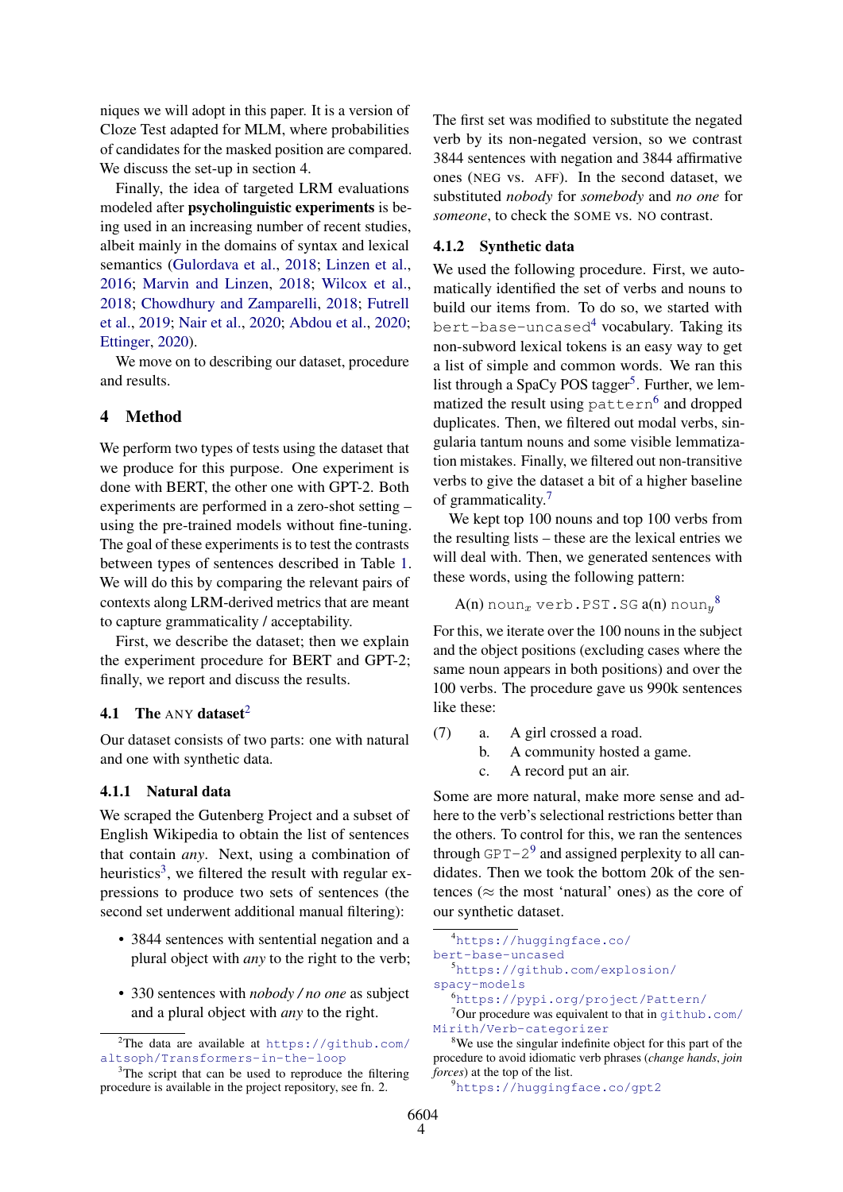niques we will adopt in this paper. It is a version of Cloze Test adapted for MLM, where probabilities of candidates for the masked position are compared. We discuss the set-up in section 4.

Finally, the idea of targeted LRM evaluations modeled after **psycholinguistic experiments** is being used in an increasing number of recent studies, albeit mainly in the domains of syntax and lexical semantics (Gulordava et al., 2018; Linzen et al., 2016; Marvin and Linzen, 2018; Wilcox et al., 2018; Chowdhury and Zamparelli, 2018; Futrell et al., 2019; Nair et al., 2020; Abdou et al., 2020; Ettinger, 2020).

We move on to describing our dataset, procedure and results.

## 4 Method

We perform two types of tests using the dataset that we produce for this purpose. One experiment is done with BERT, the other one with GPT-2. Both experiments are performed in a zero-shot setting – using the pre-trained models without fine-tuning. The goal of these experiments is to test the contrasts between types of sentences described in Table 1. We will do this by comparing the relevant pairs of contexts along LRM-derived metrics that are meant to capture grammaticality / acceptability.

First, we describe the dataset; then we explain the experiment procedure for BERT and GPT-2; finally, we report and discuss the results.

### 4.1 The ANY dataset[2]

Our dataset consists of two parts: one with natural and one with synthetic data.

#### 4.1.1 Natural data

We scraped the Gutenberg Project and a subset of English Wikipedia to obtain the list of sentences that contain *any*. Next, using a combination of heuristics[3], we filtered the result with regular expressions to produce two sets of sentences (the second set underwent additional manual filtering):

- 3844 sentences with sentential negation and a plural object with *any* to the right to the verb;
- 330 sentences with *nobody / no one* as subject and a plural object with *any* to the right.

The first set was modified to substitute the negated verb by its non-negated version, so we contrast 3844 sentences with negation and 3844 affirmative ones (NEG vs. AFF). In the second dataset, we substituted *nobody* for *somebody* and *no one* for *someone*, to check the SOME vs. NO contrast.

#### 4.1.2 Synthetic data

We used the following procedure. First, we automatically identified the set of verbs and nouns to build our items from. To do so, we started with `bert-base-uncased`[4] vocabulary. Taking its non-subword lexical tokens is an easy way to get a list of simple and common words. We ran this list through a SpaCy POS tagger[5]. Further, we lemmatized the result using `pattern`[6] and dropped duplicates. Then, we filtered out modal verbs, singularia tantum nouns and some visible lemmatization mistakes. Finally, we filtered out non-transitive verbs to give the dataset a bit of a higher baseline of grammaticality.[7]

We kept top 100 nouns and top 100 verbs from the resulting lists – these are the lexical entries we will deal with. Then, we generated sentences with these words, using the following pattern:

A(n) $\texttt{noun}_x$ `verb.PST.SG` a(n) $\texttt{noun}_y$[8]

For this, we iterate over the 100 nouns in the subject and the object positions (excluding cases where the same noun appears in both positions) and over the 100 verbs. The procedure gave us 990k sentences like these:

(7) a. A girl crossed a road.
    b. A community hosted a game.
    c. A record put an air.

Some are more natural, make more sense and adhere to the verb's selectional restrictions better than the others. To control for this, we ran the sentences through `GPT-2`[9] and assigned perplexity to all candidates. Then we took the bottom 20k of the sentences (≈ the most 'natural' ones) as the core of our synthetic dataset.

---

[2] The data are available at https://github.com/altsoph/Transformers-in-the-loop

[3] The script that can be used to reproduce the filtering procedure is available in the project repository, see fn. 2.

[4] https://huggingface.co/bert-base-uncased

[5] https://github.com/explosion/spacy-models

[6] https://pypi.org/project/Pattern/

[7] Our procedure was equivalent to that in github.com/Mirith/Verb-categorizer

[8] We use the singular indefinite object for this part of the procedure to avoid idiomatic verb phrases (*change hands*, *join forces*) at the top of the list.

[9] https://huggingface.co/gpt2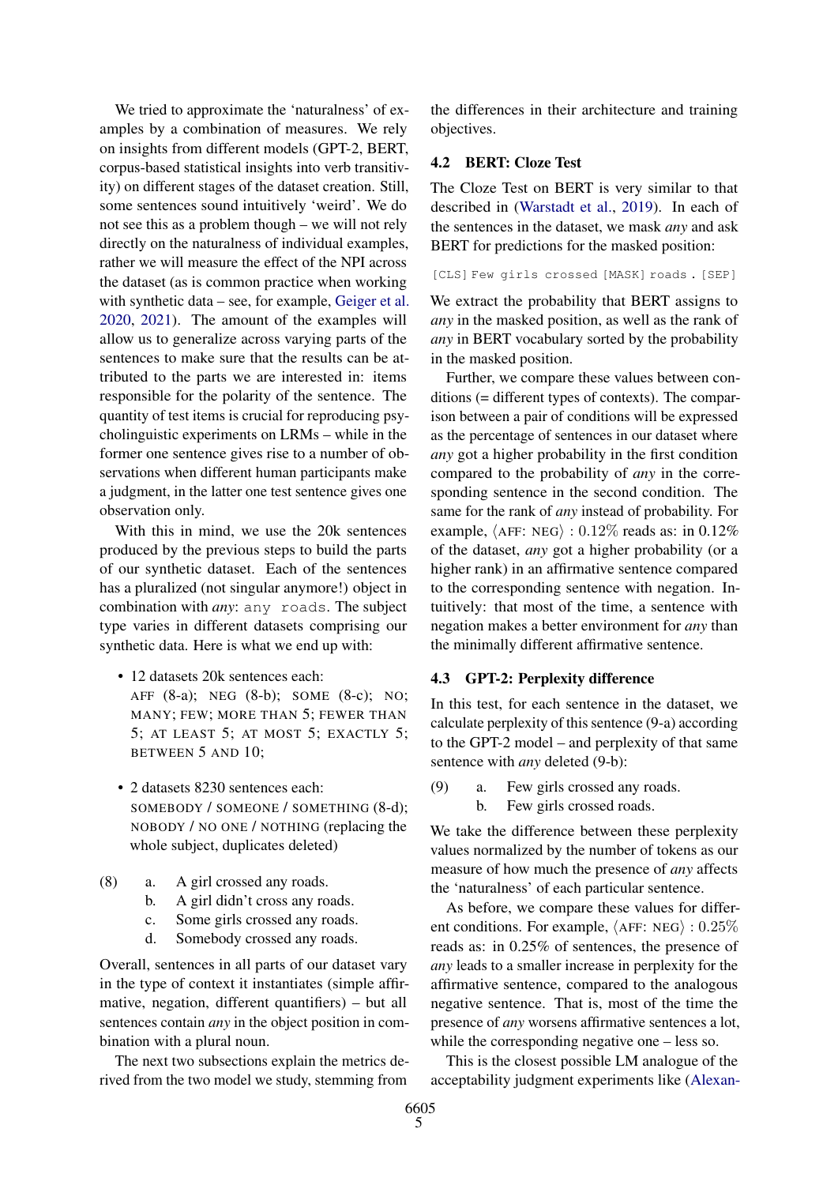We tried to approximate the 'naturalness' of examples by a combination of measures. We rely on insights from different models (GPT-2, BERT, corpus-based statistical insights into verb transitivity) on different stages of the dataset creation. Still, some sentences sound intuitively 'weird'. We do not see this as a problem though – we will not rely directly on the naturalness of individual examples, rather we will measure the effect of the NPI across the dataset (as is common practice when working with synthetic data – see, for example, Geiger et al. 2020, 2021). The amount of the examples will allow us to generalize across varying parts of the sentences to make sure that the results can be attributed to the parts we are interested in: items responsible for the polarity of the sentence. The quantity of test items is crucial for reproducing psycholinguistic experiments on LRMs – while in the former one sentence gives rise to a number of observations when different human participants make a judgment, in the latter one test sentence gives one observation only.

With this in mind, we use the 20k sentences produced by the previous steps to build the parts of our synthetic dataset. Each of the sentences has a pluralized (not singular anymore!) object in combination with *any*: `any roads`. The subject type varies in different datasets comprising our synthetic data. Here is what we end up with:

- 12 datasets 20k sentences each:
  AFF (8-a); NEG (8-b); SOME (8-c); NO; MANY; FEW; MORE THAN 5; FEWER THAN 5; AT LEAST 5; AT MOST 5; EXACTLY 5; BETWEEN 5 AND 10;
- 2 datasets 8230 sentences each:
  SOMEBODY / SOMEONE / SOMETHING (8-d); NOBODY / NO ONE / NOTHING (replacing the whole subject, duplicates deleted)

(8) a. A girl crossed any roads.
 b. A girl didn't cross any roads.
 c. Some girls crossed any roads.
 d. Somebody crossed any roads.

Overall, sentences in all parts of our dataset vary in the type of context it instantiates (simple affirmative, negation, different quantifiers) – but all sentences contain *any* in the object position in combination with a plural noun.

The next two subsections explain the metrics derived from the two model we study, stemming from the differences in their architecture and training objectives.

### 4.2 BERT: Cloze Test

The Cloze Test on BERT is very similar to that described in (Warstadt et al., 2019). In each of the sentences in the dataset, we mask *any* and ask BERT for predictions for the masked position:

```
[CLS] Few girls crossed [MASK] roads . [SEP]
```

We extract the probability that BERT assigns to *any* in the masked position, as well as the rank of *any* in BERT vocabulary sorted by the probability in the masked position.

Further, we compare these values between conditions (= different types of contexts). The comparison between a pair of conditions will be expressed as the percentage of sentences in our dataset where *any* got a higher probability in the first condition compared to the probability of *any* in the corresponding sentence in the second condition. The same for the rank of *any* instead of probability. For example, $\langle$AFF: NEG$\rangle$ : $0.12\%$ reads as: in $0.12\%$ of the dataset, *any* got a higher probability (or a higher rank) in an affirmative sentence compared to the corresponding sentence with negation. Intuitively: that most of the time, a sentence with negation makes a better environment for *any* than the minimally different affirmative sentence.

### 4.3 GPT-2: Perplexity difference

In this test, for each sentence in the dataset, we calculate perplexity of this sentence (9-a) according to the GPT-2 model – and perplexity of that same sentence with *any* deleted (9-b):

(9) a. Few girls crossed any roads.
 b. Few girls crossed roads.

We take the difference between these perplexity values normalized by the number of tokens as our measure of how much the presence of *any* affects the 'naturalness' of each particular sentence.

As before, we compare these values for different conditions. For example, $\langle$AFF: NEG$\rangle$ : $0.25\%$ reads as: in $0.25\%$ of sentences, the presence of *any* leads to a smaller increase in perplexity for the affirmative sentence, compared to the analogous negative sentence. That is, most of the time the presence of *any* worsens affirmative sentences a lot, while the corresponding negative one – less so.

This is the closest possible LM analogue of the acceptability judgment experiments like (Alexan-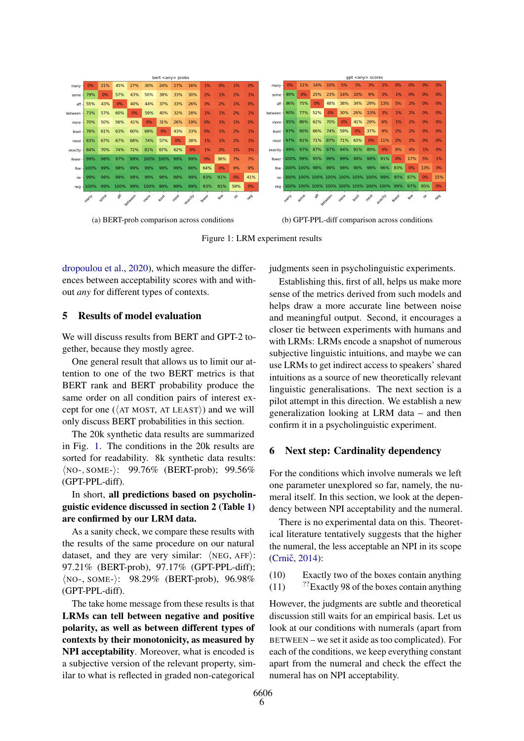| bert <any> probs | many | some | aff | between | more | least | most | exactly | fewer | few | no | neg |
|---|---|---|---|---|---|---|---|---|---|---|---|---|
| many | 0% | 21% | 45% | 27% | 30% | 24% | 17% | 16% | 1% | 0% | 1% | 0% |
| some | 79% | 0% | 57% | 43% | 50% | 39% | 33% | 30% | 2% | 1% | 2% | 1% |
| aff | 55% | 43% | 0% | 40% | 44% | 37% | 33% | 26% | 3% | 2% | 1% | 0% |
| between | 73% | 57% | 60% | 0% | 59% | 40% | 32% | 28% | 1% | 1% | 2% | 1% |
| more | 70% | 50% | 56% | 41% | 0% | 31% | 26% | 19% | 0% | 1% | 1% | 0% |
| least | 76% | 61% | 63% | 60% | 69% | 0% | 43% | 33% | 0% | 1% | 2% | 1% |
| most | 83% | 67% | 67% | 68% | 74% | 57% | 0% | 38% | 1% | 1% | 2% | 1% |
| exactly | 84% | 70% | 74% | 72% | 81% | 67% | 62% | 0% | 1% | 2% | 1% | 1% |
| fewer | 99% | 98% | 97% | 99% | 100% | 100% | 99% | 99% | 0% | 36% | 7% | 7% |
| few | 100% | 99% | 98% | 99% | 99% | 99% | 99% | 98% | 64% | 0% | 9% | 9% |
| no | 99% | 98% | 99% | 98% | 99% | 98% | 98% | 99% | 93% | 91% | 0% | 41% |
| neg | 100% | 99% | 100% | 99% | 100% | 99% | 99% | 99% | 93% | 91% | 59% | 0% |

(a) BERT-prob comparison across conditions

| gpt <any> scores | many | some | aff | between | more | least | most | exactly | fewer | few | no | neg |
|---|---|---|---|---|---|---|---|---|---|---|---|---|
| many | 0% | 11% | 14% | 10% | 5% | 3% | 3% | 1% | 0% | 0% | 0% | 0% |
| some | 89% | 0% | 25% | 23% | 14% | 10% | 9% | 3% | 1% | 0% | 0% | 0% |
| aff | 86% | 75% | 0% | 48% | 38% | 34% | 29% | 13% | 5% | 2% | 0% | 0% |
| between | 90% | 77% | 52% | 0% | 30% | 26% | 13% | 3% | 1% | 2% | 0% | 0% |
| more | 95% | 86% | 62% | 70% | 0% | 41% | 29% | 6% | 1% | 2% | 0% | 0% |
| least | 97% | 90% | 66% | 74% | 59% | 0% | 37% | 9% | 2% | 2% | 0% | 0% |
| most | 97% | 91% | 71% | 87% | 71% | 63% | 0% | 11% | 2% | 2% | 0% | 0% |
| exactly | 99% | 97% | 87% | 97% | 94% | 91% | 89% | 0% | 9% | 4% | 1% | 0% |
| fewer | 100% | 99% | 95% | 99% | 99% | 98% | 98% | 91% | 0% | 17% | 5% | 1% |
| few | 100% | 100% | 98% | 98% | 98% | 98% | 98% | 96% | 83% | 0% | 13% | 3% |
| no | 100% | 100% | 100% | 100% | 100% | 100% | 100% | 99% | 95% | 87% | 0% | 15% |
| neg | 100% | 100% | 100% | 100% | 100% | 100% | 100% | 100% | 99% | 97% | 85% | 0% |

(b) GPT-PPL-diff comparison across conditions

Figure 1: LRM experiment results

dropoulou et al., 2020), which measure the differences between acceptability scores with and without *any* for different types of contexts.

## 5 Results of model evaluation

We will discuss results from BERT and GPT-2 together, because they mostly agree.

One general result that allows us to limit our attention to one of the two BERT metrics is that BERT rank and BERT probability produce the same order on all condition pairs of interest except for one (⟨AT MOST, AT LEAST⟩) and we will only discuss BERT probabilities in this section.

The 20k synthetic data results are summarized in Fig. 1. The conditions in the 20k results are sorted for readability. 8k synthetic data results: ⟨NO-, SOME-⟩: 99.76% (BERT-prob); 99.56% (GPT-PPL-diff).

In short, **all predictions based on psycholinguistic evidence discussed in section 2 (Table 1) are confirmed by our LRM data.**

As a sanity check, we compare these results with the results of the same procedure on our natural dataset, and they are very similar: ⟨NEG, AFF⟩: 97.21% (BERT-prob), 97.17% (GPT-PPL-diff); ⟨NO-, SOME-⟩: 98.29% (BERT-prob), 96.98% (GPT-PPL-diff).

The take home message from these results is that **LRMs can tell between negative and positive polarity, as well as between different types of contexts by their monotonicity, as measured by NPI acceptability**. Moreover, what is encoded is a subjective version of the relevant property, similar to what is reflected in graded non-categorical judgments seen in psycholinguistic experiments.

Establishing this, first of all, helps us make more sense of the metrics derived from such models and helps draw a more accurate line between noise and meaningful output. Second, it encourages a closer tie between experiments with humans and with LRMs: LRMs encode a snapshot of numerous subjective linguistic intuitions, and maybe we can use LRMs to get indirect access to speakers' shared intuitions as a source of new theoretically relevant linguistic generalisations. The next section is a pilot attempt in this direction. We establish a new generalization looking at LRM data – and then confirm it in a psycholinguistic experiment.

## 6 Next step: Cardinality dependency

For the conditions which involve numerals we left one parameter unexplored so far, namely, the numeral itself. In this section, we look at the dependency between NPI acceptability and the numeral.

There is no experimental data on this. Theoretical literature tentatively suggests that the higher the numeral, the less acceptable an NPI in its scope (Crnič, 2014):

(10) Exactly two of the boxes contain anything

(11) ??Exactly 98 of the boxes contain anything

However, the judgments are subtle and theoretical discussion still waits for an empirical basis. Let us look at our conditions with numerals (apart from BETWEEN – we set it aside as too complicated). For each of the conditions, we keep everything constant apart from the numeral and check the effect the numeral has on NPI acceptability.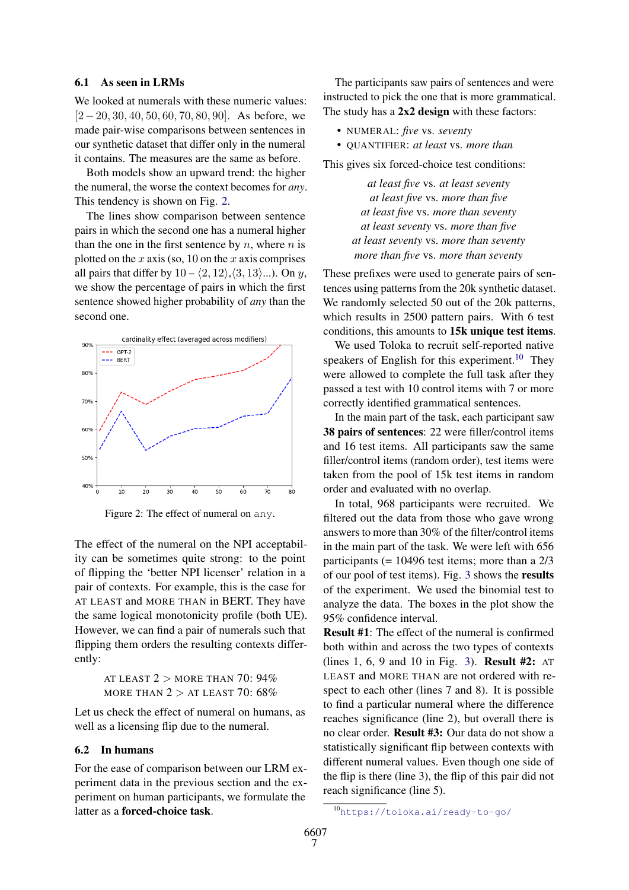### 6.1 As seen in LRMs

We looked at numerals with these numeric values: $[2-20, 30, 40, 50, 60, 70, 80, 90]$. As before, we made pair-wise comparisons between sentences in our synthetic dataset that differ only in the numeral it contains. The measures are the same as before.

Both models show an upward trend: the higher the numeral, the worse the context becomes for *any*. This tendency is shown on Fig. 2.

The lines show comparison between sentence pairs in which the second one has a numeral higher than the one in the first sentence by $n$, where $n$ is plotted on the $x$ axis (so, 10 on the $x$ axis comprises all pairs that differ by 10 – $\langle 2, 12\rangle$,$\langle 3, 13\rangle$...). On $y$, we show the percentage of pairs in which the first sentence showed higher probability of *any* than the second one.

Figure 2: The effect of numeral on any.

The effect of the numeral on the NPI acceptability can be sometimes quite strong: to the point of flipping the 'better NPI licenser' relation in a pair of contexts. For example, this is the case for AT LEAST and MORE THAN in BERT. They have the same logical monotonicity profile (both UE). However, we can find a pair of numerals such that flipping them orders the resulting contexts differently:

AT LEAST 2 > MORE THAN 70: 94%
MORE THAN 2 > AT LEAST 70: 68%

Let us check the effect of numeral on humans, as well as a licensing flip due to the numeral.

### 6.2 In humans

For the ease of comparison between our LRM experiment data in the previous section and the experiment on human participants, we formulate the latter as a **forced-choice task**.

The participants saw pairs of sentences and were instructed to pick the one that is more grammatical. The study has a **2x2 design** with these factors:

- NUMERAL: *five* vs. *seventy*
- QUANTIFIER: *at least* vs. *more than*

This gives six forced-choice test conditions:

*at least five* vs. *at least seventy*
*at least five* vs. *more than five*
*at least five* vs. *more than seventy*
*at least seventy* vs. *more than five*
*at least seventy* vs. *more than seventy*
*more than five* vs. *more than seventy*

These prefixes were used to generate pairs of sentences using patterns from the 20k synthetic dataset. We randomly selected 50 out of the 20k patterns, which results in 2500 pattern pairs. With 6 test conditions, this amounts to **15k unique test items**.

We used Toloka to recruit self-reported native speakers of English for this experiment.[10] They were allowed to complete the full task after they passed a test with 10 control items with 7 or more correctly identified grammatical sentences.

In the main part of the task, each participant saw **38 pairs of sentences**: 22 were filler/control items and 16 test items. All participants saw the same filler/control items (random order), test items were taken from the pool of 15k test items in random order and evaluated with no overlap.

In total, 968 participants were recruited. We filtered out the data from those who gave wrong answers to more than 30% of the filter/control items in the main part of the task. We were left with 656 participants (= 10496 test items; more than a 2/3 of our pool of test items). Fig. 3 shows the **results** of the experiment. We used the binomial test to analyze the data. The boxes in the plot show the 95% confidence interval.

**Result #1**: The effect of the numeral is confirmed both within and across the two types of contexts (lines 1, 6, 9 and 10 in Fig. 3). **Result #2:** AT LEAST and MORE THAN are not ordered with respect to each other (lines 7 and 8). It is possible to find a particular numeral where the difference reaches significance (line 2), but overall there is no clear order. **Result #3:** Our data do not show a statistically significant flip between contexts with different numeral values. Even though one side of the flip is there (line 3), the flip of this pair did not reach significance (line 5).

[10] https://toloka.ai/ready-to-go/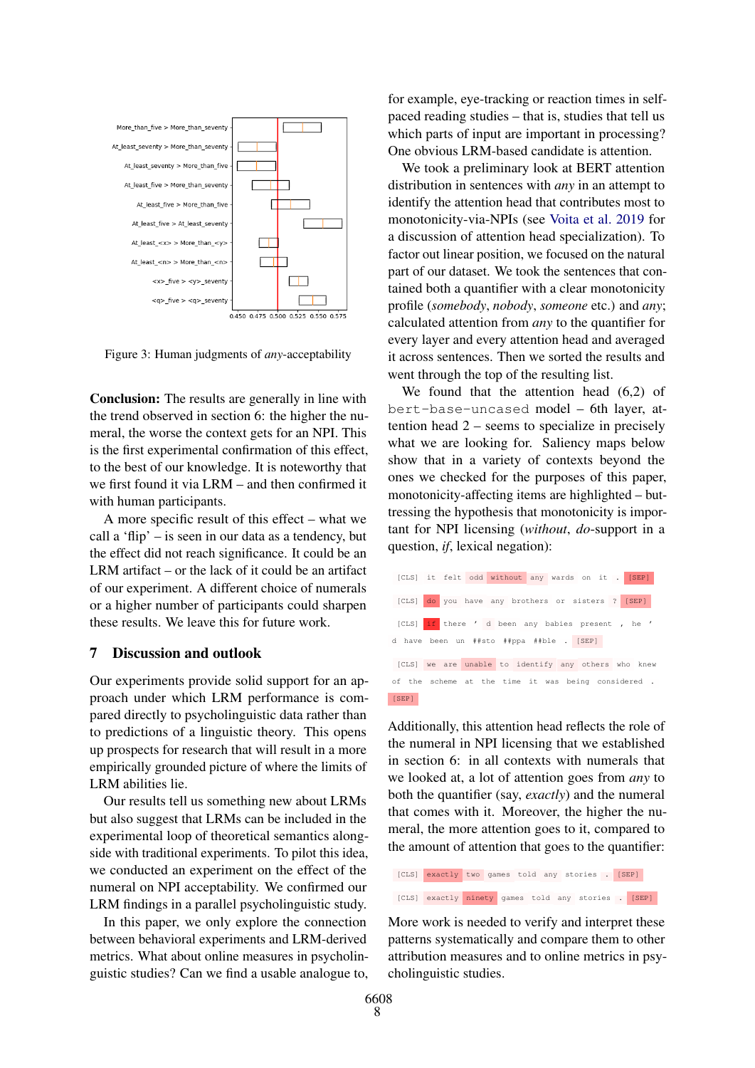Figure 3: Human judgments of *any*-acceptability

**Conclusion:** The results are generally in line with the trend observed in section 6: the higher the numeral, the worse the context gets for an NPI. This is the first experimental confirmation of this effect, to the best of our knowledge. It is noteworthy that we first found it via LRM – and then confirmed it with human participants.

A more specific result of this effect – what we call a 'flip' – is seen in our data as a tendency, but the effect did not reach significance. It could be an LRM artifact – or the lack of it could be an artifact of our experiment. A different choice of numerals or a higher number of participants could sharpen these results. We leave this for future work.

## 7 Discussion and outlook

Our experiments provide solid support for an approach under which LRM performance is compared directly to psycholinguistic data rather than to predictions of a linguistic theory. This opens up prospects for research that will result in a more empirically grounded picture of where the limits of LRM abilities lie.

Our results tell us something new about LRMs but also suggest that LRMs can be included in the experimental loop of theoretical semantics alongside with traditional experiments. To pilot this idea, we conducted an experiment on the effect of the numeral on NPI acceptability. We confirmed our LRM findings in a parallel psycholinguistic study.

In this paper, we only explore the connection between behavioral experiments and LRM-derived metrics. What about online measures in psycholinguistic studies? Can we find a usable analogue to, for example, eye-tracking or reaction times in self-paced reading studies – that is, studies that tell us which parts of input are important in processing? One obvious LRM-based candidate is attention.

We took a preliminary look at BERT attention distribution in sentences with *any* in an attempt to identify the attention head that contributes most to monotonicity-via-NPIs (see Voita et al. 2019 for a discussion of attention head specialization). To factor out linear position, we focused on the natural part of our dataset. We took the sentences that contained both a quantifier with a clear monotonicity profile (*somebody*, *nobody*, *someone* etc.) and *any*; calculated attention from *any* to the quantifier for every layer and every attention head and averaged it across sentences. Then we sorted the results and went through the top of the resulting list.

We found that the attention head (6,2) of `bert-base-uncased` model – 6th layer, attention head 2 – seems to specialize in precisely what we are looking for. Saliency maps below show that in a variety of contexts beyond the ones we checked for the purposes of this paper, monotonicity-affecting items are highlighted – buttressing the hypothesis that monotonicity is important for NPI licensing (*without*, *do*-support in a question, *if*, lexical negation):

```
[CLS] it felt odd without any wards on it . [SEP]

[CLS] do you have any brothers or sisters ? [SEP]

[CLS] if there ' d been any babies present , he ' d have been un ##sto ##ppa ##ble . [SEP]

[CLS] we are unable to identify any others who knew of the scheme at the time it was being considered . [SEP]
```

Additionally, this attention head reflects the role of the numeral in NPI licensing that we established in section 6: in all contexts with numerals that we looked at, a lot of attention goes from *any* to both the quantifier (say, *exactly*) and the numeral that comes with it. Moreover, the higher the numeral, the more attention goes to it, compared to the amount of attention that goes to the quantifier:

```
[CLS] exactly two games told any stories . [SEP]

[CLS] exactly ninety games told any stories . [SEP]
```

More work is needed to verify and interpret these patterns systematically and compare them to other attribution measures and to online metrics in psycholinguistic studies.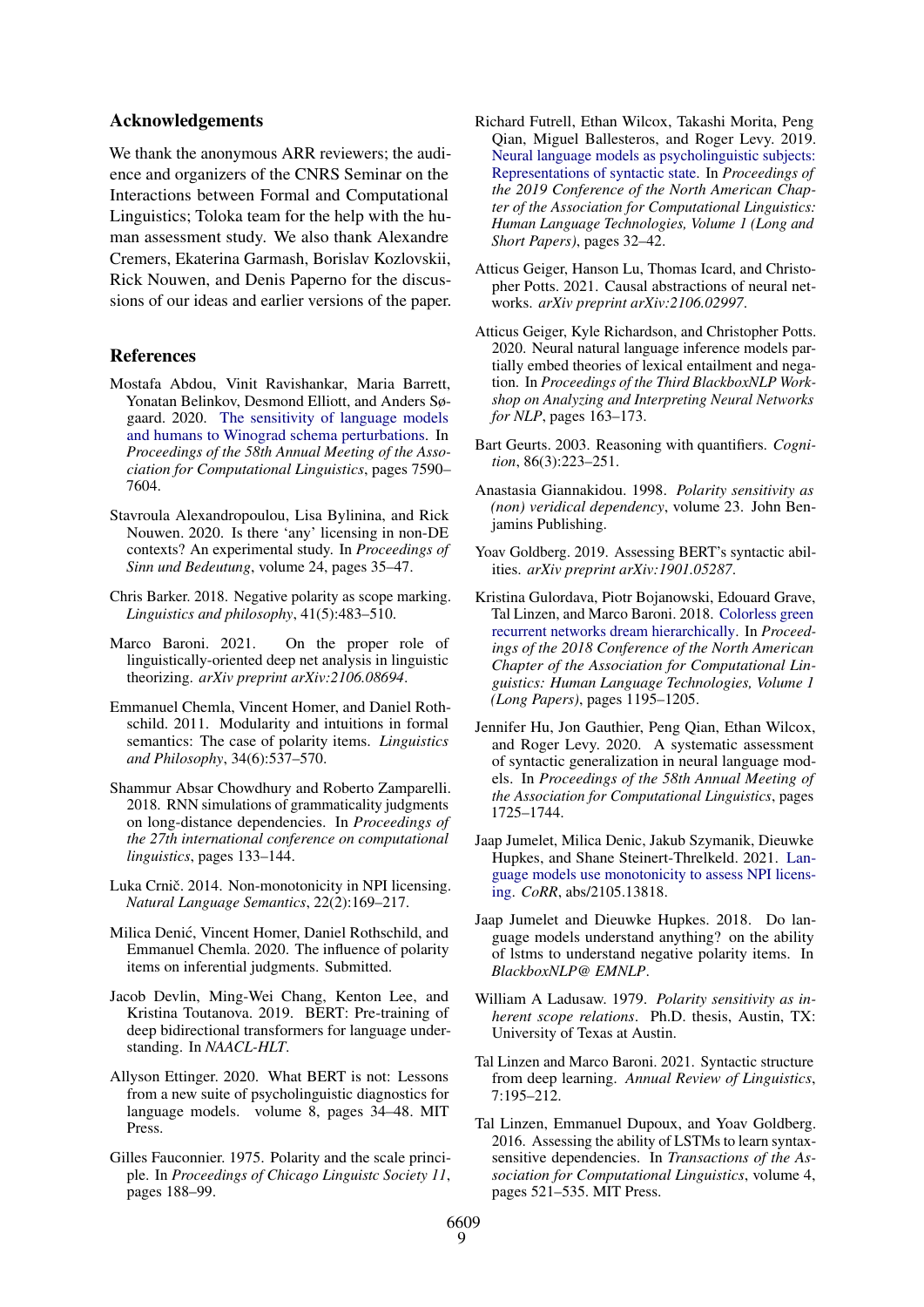## Acknowledgements

We thank the anonymous ARR reviewers; the audience and organizers of the CNRS Seminar on the Interactions between Formal and Computational Linguistics; Toloka team for the help with the human assessment study. We also thank Alexandre Cremers, Ekaterina Garmash, Borislav Kozlovskii, Rick Nouwen, and Denis Paperno for the discussions of our ideas and earlier versions of the paper.

## References

Mostafa Abdou, Vinit Ravishankar, Maria Barrett, Yonatan Belinkov, Desmond Elliott, and Anders Søgaard. 2020. The sensitivity of language models and humans to Winograd schema perturbations. In *Proceedings of the 58th Annual Meeting of the Association for Computational Linguistics*, pages 7590–7604.

Stavroula Alexandropoulou, Lisa Bylinina, and Rick Nouwen. 2020. Is there 'any' licensing in non-DE contexts? An experimental study. In *Proceedings of Sinn und Bedeutung*, volume 24, pages 35–47.

Chris Barker. 2018. Negative polarity as scope marking. *Linguistics and philosophy*, 41(5):483–510.

Marco Baroni. 2021. On the proper role of linguistically-oriented deep net analysis in linguistic theorizing. *arXiv preprint arXiv:2106.08694*.

Emmanuel Chemla, Vincent Homer, and Daniel Rothschild. 2011. Modularity and intuitions in formal semantics: The case of polarity items. *Linguistics and Philosophy*, 34(6):537–570.

Shammur Absar Chowdhury and Roberto Zamparelli. 2018. RNN simulations of grammaticality judgments on long-distance dependencies. In *Proceedings of the 27th international conference on computational linguistics*, pages 133–144.

Luka Crnič. 2014. Non-monotonicity in NPI licensing. *Natural Language Semantics*, 22(2):169–217.

Milica Denić, Vincent Homer, Daniel Rothschild, and Emmanuel Chemla. 2020. The influence of polarity items on inferential judgments. Submitted.

Jacob Devlin, Ming-Wei Chang, Kenton Lee, and Kristina Toutanova. 2019. BERT: Pre-training of deep bidirectional transformers for language understanding. In *NAACL-HLT*.

Allyson Ettinger. 2020. What BERT is not: Lessons from a new suite of psycholinguistic diagnostics for language models. volume 8, pages 34–48. MIT Press.

Gilles Fauconnier. 1975. Polarity and the scale principle. In *Proceedings of Chicago Linguistc Society 11*, pages 188–99.

Richard Futrell, Ethan Wilcox, Takashi Morita, Peng Qian, Miguel Ballesteros, and Roger Levy. 2019. Neural language models as psycholinguistic subjects: Representations of syntactic state. In *Proceedings of the 2019 Conference of the North American Chapter of the Association for Computational Linguistics: Human Language Technologies, Volume 1 (Long and Short Papers)*, pages 32–42.

Atticus Geiger, Hanson Lu, Thomas Icard, and Christopher Potts. 2021. Causal abstractions of neural networks. *arXiv preprint arXiv:2106.02997*.

Atticus Geiger, Kyle Richardson, and Christopher Potts. 2020. Neural natural language inference models partially embed theories of lexical entailment and negation. In *Proceedings of the Third BlackboxNLP Workshop on Analyzing and Interpreting Neural Networks for NLP*, pages 163–173.

Bart Geurts. 2003. Reasoning with quantifiers. *Cognition*, 86(3):223–251.

Anastasia Giannakidou. 1998. *Polarity sensitivity as (non) veridical dependency*, volume 23. John Benjamins Publishing.

Yoav Goldberg. 2019. Assessing BERT's syntactic abilities. *arXiv preprint arXiv:1901.05287*.

Kristina Gulordava, Piotr Bojanowski, Edouard Grave, Tal Linzen, and Marco Baroni. 2018. Colorless green recurrent networks dream hierarchically. In *Proceedings of the 2018 Conference of the North American Chapter of the Association for Computational Linguistics: Human Language Technologies, Volume 1 (Long Papers)*, pages 1195–1205.

Jennifer Hu, Jon Gauthier, Peng Qian, Ethan Wilcox, and Roger Levy. 2020. A systematic assessment of syntactic generalization in neural language models. In *Proceedings of the 58th Annual Meeting of the Association for Computational Linguistics*, pages 1725–1744.

Jaap Jumelet, Milica Denic, Jakub Szymanik, Dieuwke Hupkes, and Shane Steinert-Threlkeld. 2021. Language models use monotonicity to assess NPI licensing. *CoRR*, abs/2105.13818.

Jaap Jumelet and Dieuwke Hupkes. 2018. Do language models understand anything? on the ability of lstms to understand negative polarity items. In *BlackboxNLP@ EMNLP*.

William A Ladusaw. 1979. *Polarity sensitivity as inherent scope relations*. Ph.D. thesis, Austin, TX: University of Texas at Austin.

Tal Linzen and Marco Baroni. 2021. Syntactic structure from deep learning. *Annual Review of Linguistics*, 7:195–212.

Tal Linzen, Emmanuel Dupoux, and Yoav Goldberg. 2016. Assessing the ability of LSTMs to learn syntax-sensitive dependencies. In *Transactions of the Association for Computational Linguistics*, volume 4, pages 521–535. MIT Press.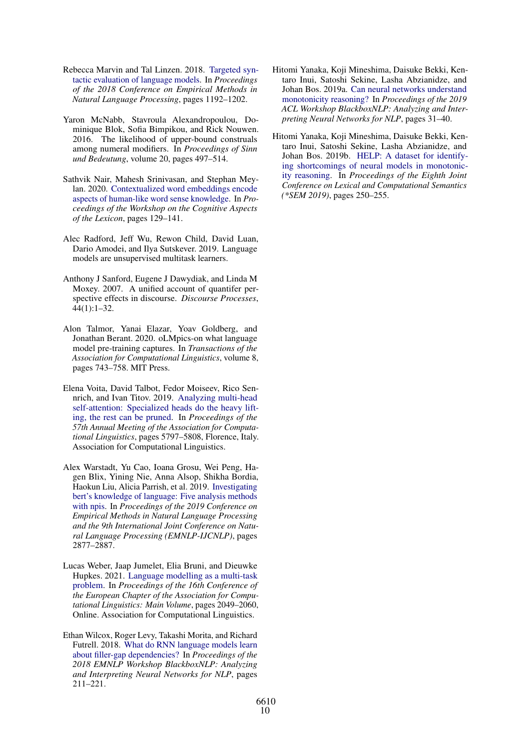Rebecca Marvin and Tal Linzen. 2018. Targeted syntactic evaluation of language models. In *Proceedings of the 2018 Conference on Empirical Methods in Natural Language Processing*, pages 1192–1202.

Yaron McNabb, Stavroula Alexandropoulou, Dominique Blok, Sofia Bimpikou, and Rick Nouwen. 2016. The likelihood of upper-bound construals among numeral modifiers. In *Proceedings of Sinn und Bedeutung*, volume 20, pages 497–514.

Sathvik Nair, Mahesh Srinivasan, and Stephan Meylan. 2020. Contextualized word embeddings encode aspects of human-like word sense knowledge. In *Proceedings of the Workshop on the Cognitive Aspects of the Lexicon*, pages 129–141.

Alec Radford, Jeff Wu, Rewon Child, David Luan, Dario Amodei, and Ilya Sutskever. 2019. Language models are unsupervised multitask learners.

Anthony J Sanford, Eugene J Dawydiak, and Linda M Moxey. 2007. A unified account of quantifer perspective effects in discourse. *Discourse Processes*, 44(1):1–32.

Alon Talmor, Yanai Elazar, Yoav Goldberg, and Jonathan Berant. 2020. oLMpics-on what language model pre-training captures. In *Transactions of the Association for Computational Linguistics*, volume 8, pages 743–758. MIT Press.

Elena Voita, David Talbot, Fedor Moiseev, Rico Sennrich, and Ivan Titov. 2019. Analyzing multi-head self-attention: Specialized heads do the heavy lifting, the rest can be pruned. In *Proceedings of the 57th Annual Meeting of the Association for Computational Linguistics*, pages 5797–5808, Florence, Italy. Association for Computational Linguistics.

Alex Warstadt, Yu Cao, Ioana Grosu, Wei Peng, Hagen Blix, Yining Nie, Anna Alsop, Shikha Bordia, Haokun Liu, Alicia Parrish, et al. 2019. Investigating bert's knowledge of language: Five analysis methods with npis. In *Proceedings of the 2019 Conference on Empirical Methods in Natural Language Processing and the 9th International Joint Conference on Natural Language Processing (EMNLP-IJCNLP)*, pages 2877–2887.

Lucas Weber, Jaap Jumelet, Elia Bruni, and Dieuwke Hupkes. 2021. Language modelling as a multi-task problem. In *Proceedings of the 16th Conference of the European Chapter of the Association for Computational Linguistics: Main Volume*, pages 2049–2060, Online. Association for Computational Linguistics.

Ethan Wilcox, Roger Levy, Takashi Morita, and Richard Futrell. 2018. What do RNN language models learn about filler-gap dependencies? In *Proceedings of the 2018 EMNLP Workshop BlackboxNLP: Analyzing and Interpreting Neural Networks for NLP*, pages 211–221.

Hitomi Yanaka, Koji Mineshima, Daisuke Bekki, Kentaro Inui, Satoshi Sekine, Lasha Abzianidze, and Johan Bos. 2019a. Can neural networks understand monotonicity reasoning? In *Proceedings of the 2019 ACL Workshop BlackboxNLP: Analyzing and Interpreting Neural Networks for NLP*, pages 31–40.

Hitomi Yanaka, Koji Mineshima, Daisuke Bekki, Kentaro Inui, Satoshi Sekine, Lasha Abzianidze, and Johan Bos. 2019b. HELP: A dataset for identifying shortcomings of neural models in monotonicity reasoning. In *Proceedings of the Eighth Joint Conference on Lexical and Computational Semantics (\*SEM 2019)*, pages 250–255.